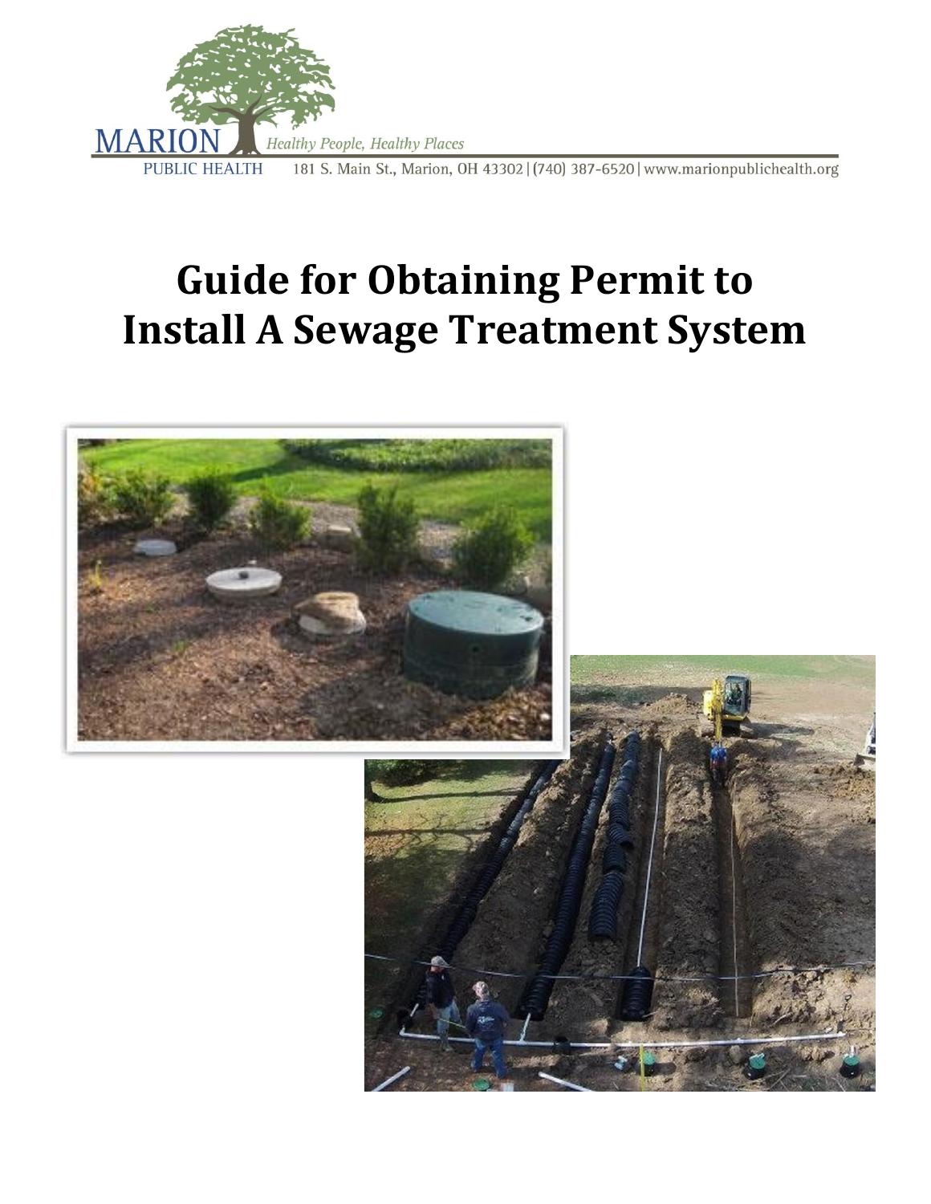MARION PUBLIC HEALTH

*Healthy People, Healthy Places*

181 S. Main St., Marion, OH 43302 | (740) 387-6520 | www.marionpublichealth.org

# Guide for Obtaining Permit to Install A Sewage Treatment System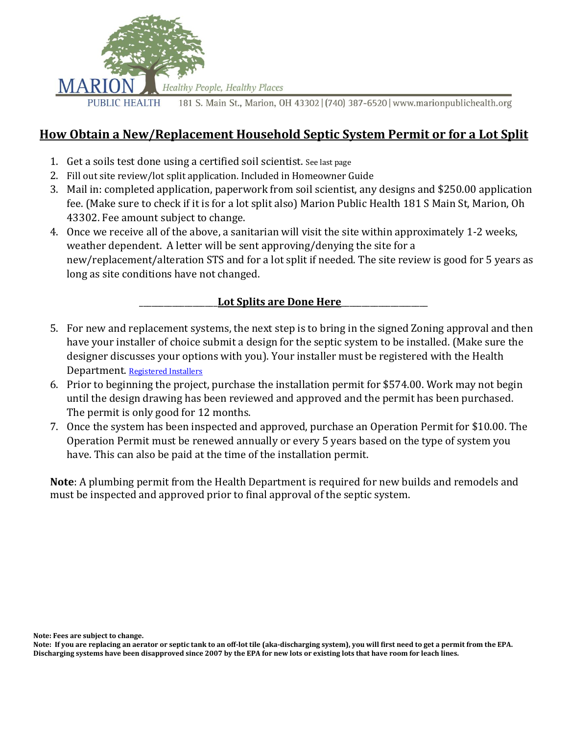MARION PUBLIC HEALTH — Healthy People, Healthy Places

181 S. Main St., Marion, OH 43302 | (740) 387-6520 | www.marionpublichealth.org

## How Obtain a New/Replacement Household Septic System Permit or for a Lot Split

1. Get a soils test done using a certified soil scientist. See last page
2. Fill out site review/lot split application. Included in Homeowner Guide
3. Mail in: completed application, paperwork from soil scientist, any designs and $250.00 application fee. (Make sure to check if it is for a lot split also) Marion Public Health 181 S Main St, Marion, Oh 43302. Fee amount subject to change.
4. Once we receive all of the above, a sanitarian will visit the site within approximately 1-2 weeks, weather dependent. A letter will be sent approving/denying the site for a new/replacement/alteration STS and for a lot split if needed. The site review is good for 5 years as long as site conditions have not changed.

**Lot Splits are Done Here**

5. For new and replacement systems, the next step is to bring in the signed Zoning approval and then have your installer of choice submit a design for the septic system to be installed. (Make sure the designer discusses your options with you). Your installer must be registered with the Health Department. Registered Installers
6. Prior to beginning the project, purchase the installation permit for $574.00. Work may not begin until the design drawing has been reviewed and approved and the permit has been purchased. The permit is only good for 12 months.
7. Once the system has been inspected and approved, purchase an Operation Permit for $10.00. The Operation Permit must be renewed annually or every 5 years based on the type of system you have. This can also be paid at the time of the installation permit.

**Note**: A plumbing permit from the Health Department is required for new builds and remodels and must be inspected and approved prior to final approval of the septic system.

**Note: Fees are subject to change.**

**Note: If you are replacing an aerator or septic tank to an off-lot tile (aka-discharging system), you will first need to get a permit from the EPA. Discharging systems have been disapproved since 2007 by the EPA for new lots or existing lots that have room for leach lines.**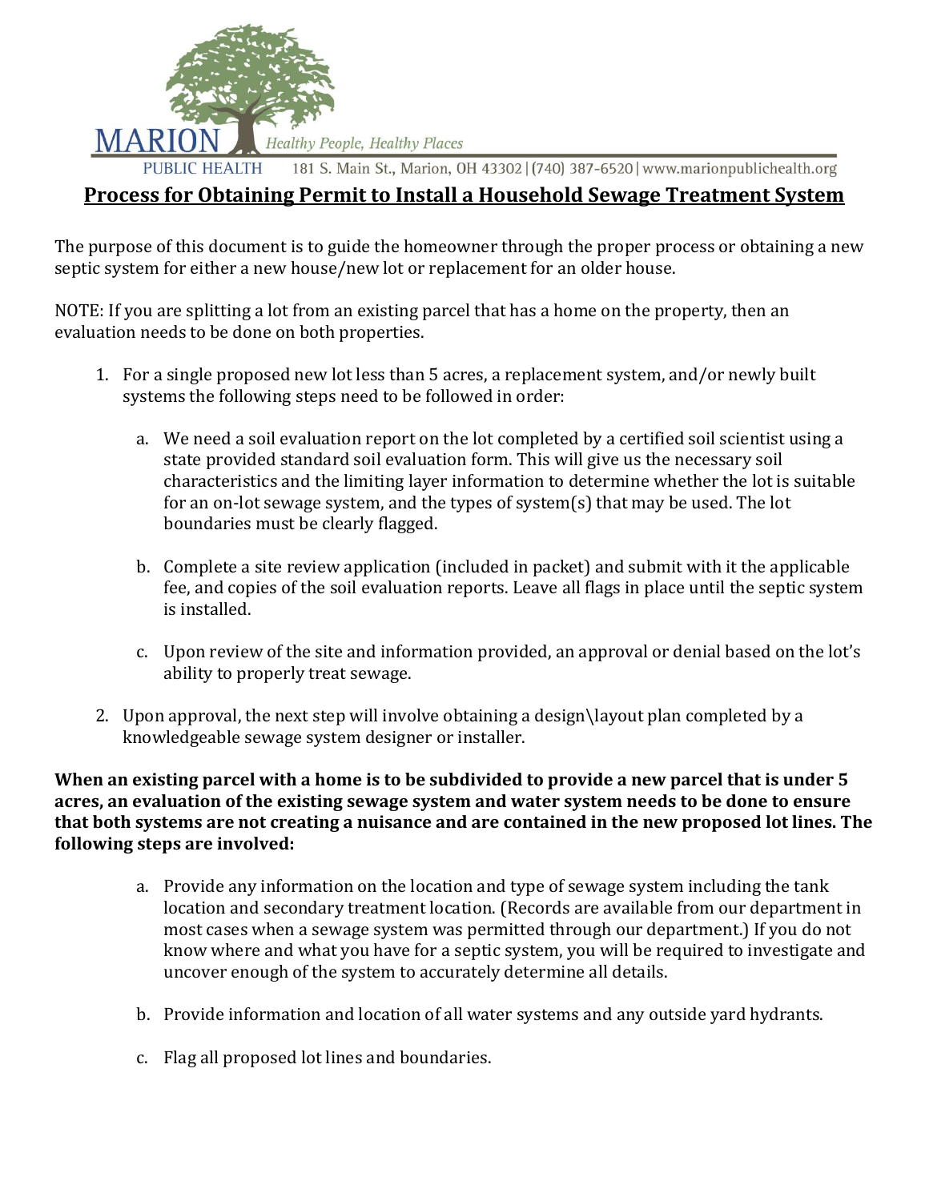MARION PUBLIC HEALTH — Healthy People, Healthy Places

181 S. Main St., Marion, OH 43302 | (740) 387-6520 | www.marionpublichealth.org

## Process for Obtaining Permit to Install a Household Sewage Treatment System

The purpose of this document is to guide the homeowner through the proper process or obtaining a new septic system for either a new house/new lot or replacement for an older house.

NOTE: If you are splitting a lot from an existing parcel that has a home on the property, then an evaluation needs to be done on both properties.

1. For a single proposed new lot less than 5 acres, a replacement system, and/or newly built systems the following steps need to be followed in order:

    a. We need a soil evaluation report on the lot completed by a certified soil scientist using a state provided standard soil evaluation form. This will give us the necessary soil characteristics and the limiting layer information to determine whether the lot is suitable for an on-lot sewage system, and the types of system(s) that may be used. The lot boundaries must be clearly flagged.

    b. Complete a site review application (included in packet) and submit with it the applicable fee, and copies of the soil evaluation reports. Leave all flags in place until the septic system is installed.

    c. Upon review of the site and information provided, an approval or denial based on the lot's ability to properly treat sewage.

2. Upon approval, the next step will involve obtaining a design\layout plan completed by a knowledgeable sewage system designer or installer.

**When an existing parcel with a home is to be subdivided to provide a new parcel that is under 5 acres, an evaluation of the existing sewage system and water system needs to be done to ensure that both systems are not creating a nuisance and are contained in the new proposed lot lines. The following steps are involved:**

a. Provide any information on the location and type of sewage system including the tank location and secondary treatment location. (Records are available from our department in most cases when a sewage system was permitted through our department.) If you do not know where and what you have for a septic system, you will be required to investigate and uncover enough of the system to accurately determine all details.

b. Provide information and location of all water systems and any outside yard hydrants.

c. Flag all proposed lot lines and boundaries.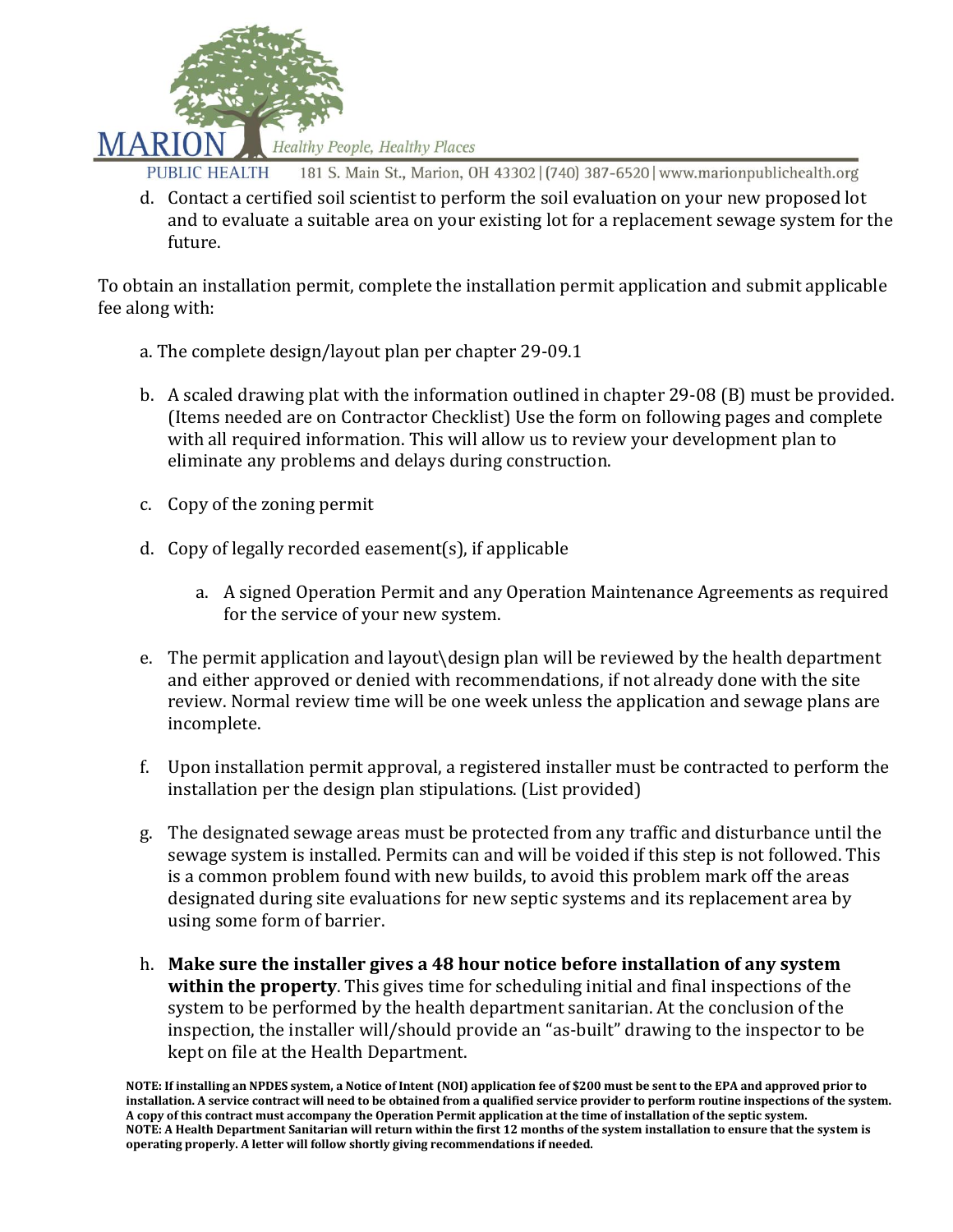d. Contact a certified soil scientist to perform the soil evaluation on your new proposed lot and to evaluate a suitable area on your existing lot for a replacement sewage system for the future.

To obtain an installation permit, complete the installation permit application and submit applicable fee along with:

a. The complete design/layout plan per chapter 29-09.1

b. A scaled drawing plat with the information outlined in chapter 29-08 (B) must be provided. (Items needed are on Contractor Checklist) Use the form on following pages and complete with all required information. This will allow us to review your development plan to eliminate any problems and delays during construction.

c. Copy of the zoning permit

d. Copy of legally recorded easement(s), if applicable

    a. A signed Operation Permit and any Operation Maintenance Agreements as required for the service of your new system.

e. The permit application and layout\design plan will be reviewed by the health department and either approved or denied with recommendations, if not already done with the site review. Normal review time will be one week unless the application and sewage plans are incomplete.

f. Upon installation permit approval, a registered installer must be contracted to perform the installation per the design plan stipulations. (List provided)

g. The designated sewage areas must be protected from any traffic and disturbance until the sewage system is installed. Permits can and will be voided if this step is not followed. This is a common problem found with new builds, to avoid this problem mark off the areas designated during site evaluations for new septic systems and its replacement area by using some form of barrier.

h. **Make sure the installer gives a 48 hour notice before installation of any system within the property**. This gives time for scheduling initial and final inspections of the system to be performed by the health department sanitarian. At the conclusion of the inspection, the installer will/should provide an "as-built" drawing to the inspector to be kept on file at the Health Department.

**NOTE: If installing an NPDES system, a Notice of Intent (NOI) application fee of $200 must be sent to the EPA and approved prior to installation. A service contract will need to be obtained from a qualified service provider to perform routine inspections of the system. A copy of this contract must accompany the Operation Permit application at the time of installation of the septic system.**
**NOTE: A Health Department Sanitarian will return within the first 12 months of the system installation to ensure that the system is operating properly. A letter will follow shortly giving recommendations if needed.**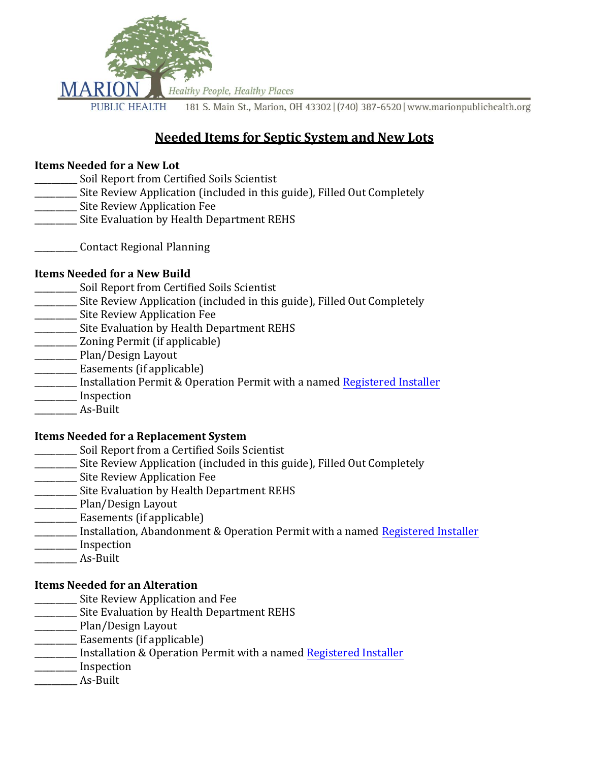MARION PUBLIC HEALTH — Healthy People, Healthy Places

181 S. Main St., Marion, OH 43302 | (740) 387-6520 | www.marionpublichealth.org

# Needed Items for Septic System and New Lots

**Items Needed for a New Lot**

_________ Soil Report from Certified Soils Scientist
_________ Site Review Application (included in this guide), Filled Out Completely
_________ Site Review Application Fee
_________ Site Evaluation by Health Department REHS

_________ Contact Regional Planning

**Items Needed for a New Build**

_________ Soil Report from Certified Soils Scientist
_________ Site Review Application (included in this guide), Filled Out Completely
_________ Site Review Application Fee
_________ Site Evaluation by Health Department REHS
_________ Zoning Permit (if applicable)
_________ Plan/Design Layout
_________ Easements (if applicable)
_________ Installation Permit & Operation Permit with a named Registered Installer
_________ Inspection
_________ As-Built

**Items Needed for a Replacement System**

_________ Soil Report from a Certified Soils Scientist
_________ Site Review Application (included in this guide), Filled Out Completely
_________ Site Review Application Fee
_________ Site Evaluation by Health Department REHS
_________ Plan/Design Layout
_________ Easements (if applicable)
_________ Installation, Abandonment & Operation Permit with a named Registered Installer
_________ Inspection
_________ As-Built

**Items Needed for an Alteration**

_________ Site Review Application and Fee
_________ Site Evaluation by Health Department REHS
_________ Plan/Design Layout
_________ Easements (if applicable)
_________ Installation & Operation Permit with a named Registered Installer
_________ Inspection
_________ As-Built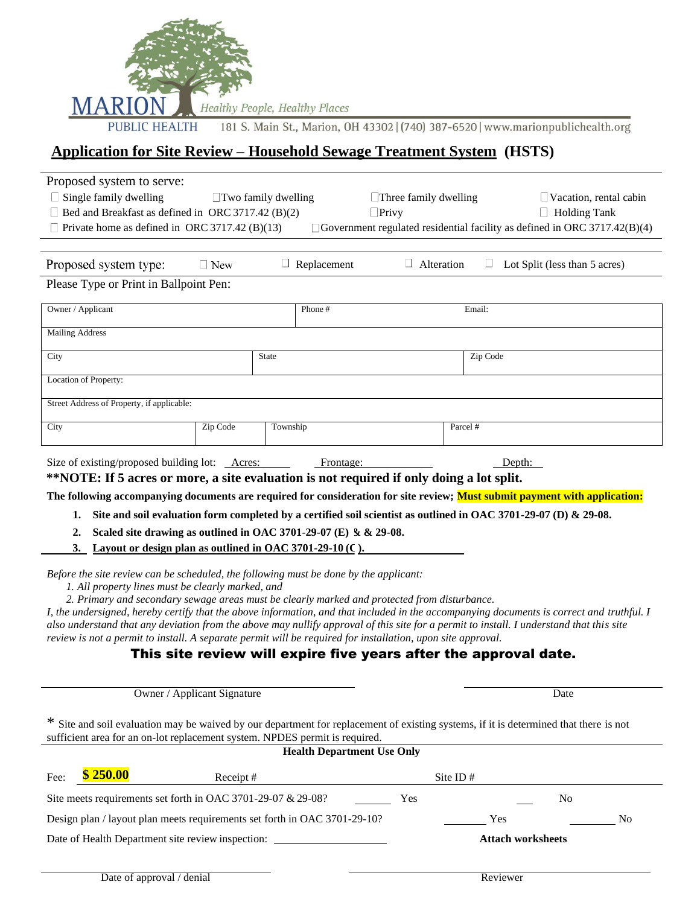MARION PUBLIC HEALTH — Healthy People, Healthy Places

181 S. Main St., Marion, OH 43302 | (740) 387-6520 | www.marionpublichealth.org

# Application for Site Review – Household Sewage Treatment System (HSTS)

Proposed system to serve:

- ☐ Single family dwelling
- ☐ Two family dwelling
- ☐ Three family dwelling
- ☐ Vacation, rental cabin
- ☐ Bed and Breakfast as defined in ORC 3717.42 (B)(2)
- ☐ Privy
- ☐ Holding Tank
- ☐ Private home as defined in ORC 3717.42 (B)(13)
- ☐ Government regulated residential facility as defined in ORC 3717.42(B)(4)

Proposed system type: ☐ New ☐ Replacement ☐ Alteration ☐ Lot Split (less than 5 acres)

Please Type or Print in Ballpoint Pen:

| Owner / Applicant | Phone # | Email: |
|---|---|---|
| Mailing Address | | |
| City | State | Zip Code |
| Location of Property: | | |
| Street Address of Property, if applicable: | | |

| City | Zip Code | Township | Parcel # |
|---|---|---|---|
| | | | |

Size of existing/proposed building lot: Acres: ______ Frontage: ______ Depth: ______

**\*\*NOTE: If 5 acres or more, a site evaluation is not required if only doing a lot split.**

**The following accompanying documents are required for consideration for site review; Must submit payment with application:**

1. **Site and soil evaluation form completed by a certified soil scientist as outlined in OAC 3701-29-07 (D) & 29-08.**
2. **Scaled site drawing as outlined in OAC 3701-29-07 (E) & & 29-08.**
3. **Layout or design plan as outlined in OAC 3701-29-10 (C ).**

*Before the site review can be scheduled, the following must be done by the applicant:*

*1. All property lines must be clearly marked, and*

*2. Primary and secondary sewage areas must be clearly marked and protected from disturbance.*

*I, the undersigned, hereby certify that the above information, and that included in the accompanying documents is correct and truthful. I also understand that any deviation from the above may nullify approval of this site for a permit to install. I understand that this site review is not a permit to install. A separate permit will be required for installation, upon site approval.*

**This site review will expire five years after the approval date.**

_______________________________ Owner / Applicant Signature

_______________________________ Date

\* Site and soil evaluation may be waived by our department for replacement of existing systems, if it is determined that there is not sufficient area for an on-lot replacement system. NPDES permit is required.

**Health Department Use Only**

Fee: **$ 250.00** Receipt # Site ID #

Site meets requirements set forth in OAC 3701-29-07 & 29-08? ______ Yes ______ No

Design plan / layout plan meets requirements set forth in OAC 3701-29-10? ______ Yes ______ No

Date of Health Department site review inspection: ____________________ **Attach worksheets**

_______________________________ Date of approval / denial

_______________________________ Reviewer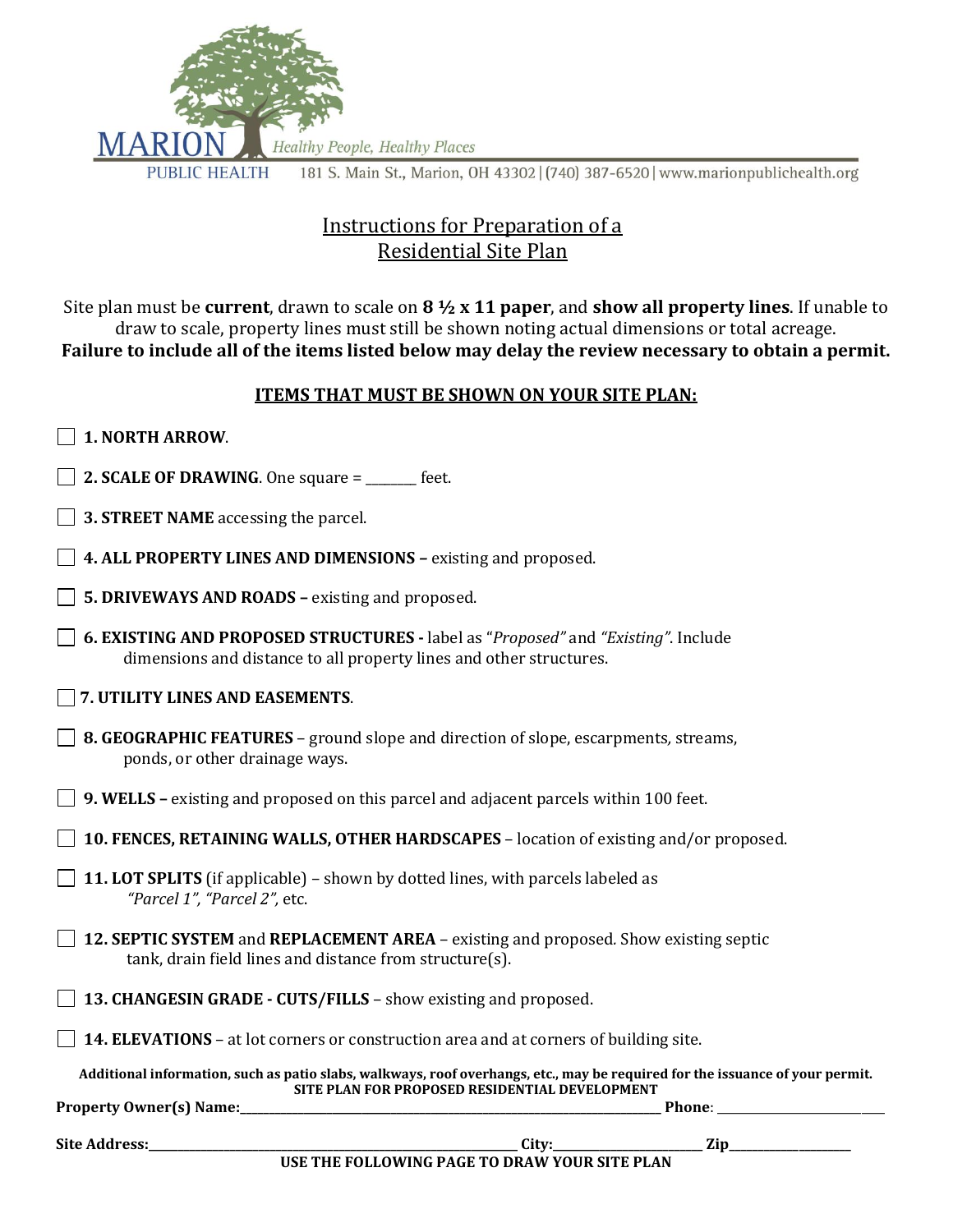MARION PUBLIC HEALTH *Healthy People, Healthy Places*

181 S. Main St., Marion, OH 43302 | (740) 387-6520 | www.marionpublichealth.org

## Instructions for Preparation of a Residential Site Plan

Site plan must be **current**, drawn to scale on **8 ½ x 11 paper**, and **show all property lines**. If unable to draw to scale, property lines must still be shown noting actual dimensions or total acreage.
**Failure to include all of the items listed below may delay the review necessary to obtain a permit.**

### ITEMS THAT MUST BE SHOWN ON YOUR SITE PLAN:

- ☐ **1. NORTH ARROW**.
- ☐ **2. SCALE OF DRAWING**. One square = _______ feet.
- ☐ **3. STREET NAME** accessing the parcel.
- ☐ **4. ALL PROPERTY LINES AND DIMENSIONS –** existing and proposed.
- ☐ **5. DRIVEWAYS AND ROADS –** existing and proposed.
- ☐ **6. EXISTING AND PROPOSED STRUCTURES -** label as "*Proposed"* and *"Existing"*. Include dimensions and distance to all property lines and other structures.
- ☐ **7. UTILITY LINES AND EASEMENTS**.
- ☐ **8. GEOGRAPHIC FEATURES** – ground slope and direction of slope, escarpments, streams, ponds, or other drainage ways.
- ☐ **9. WELLS –** existing and proposed on this parcel and adjacent parcels within 100 feet.
- ☐ **10. FENCES, RETAINING WALLS, OTHER HARDSCAPES** – location of existing and/or proposed.
- ☐ **11. LOT SPLITS** (if applicable) – shown by dotted lines, with parcels labeled as *"Parcel 1", "Parcel 2"*, etc.
- ☐ **12. SEPTIC SYSTEM** and **REPLACEMENT AREA** – existing and proposed. Show existing septic tank, drain field lines and distance from structure(s).
- ☐ **13. CHANGESIN GRADE - CUTS/FILLS** – show existing and proposed.
- ☐ **14. ELEVATIONS** – at lot corners or construction area and at corners of building site.

**Additional information, such as patio slabs, walkways, roof overhangs, etc., may be required for the issuance of your permit.**

**SITE PLAN FOR PROPOSED RESIDENTIAL DEVELOPMENT**

**Property Owner(s) Name:**_______________________________________ **Phone**: ________________

**Site Address:**_______________________________________ **City:**________________ **Zip**____________

**USE THE FOLLOWING PAGE TO DRAW YOUR SITE PLAN**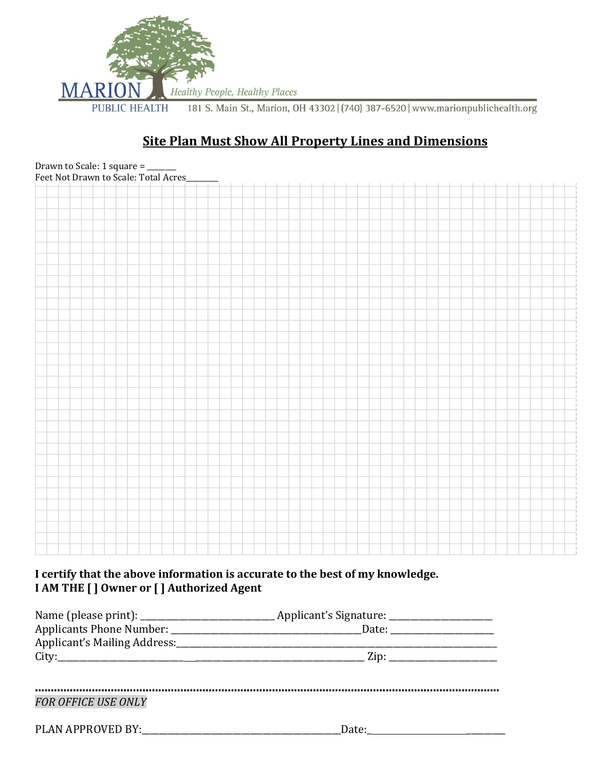MARION PUBLIC HEALTH *Healthy People, Healthy Places*

181 S. Main St., Marion, OH 43302 | (740) 387-6520 | www.marionpublichealth.org

## Site Plan Must Show All Property Lines and Dimensions

Drawn to Scale: 1 square = _______
Feet Not Drawn to Scale: Total Acres________

**I certify that the above information is accurate to the best of my knowledge.**
**I AM THE [ ] Owner or [ ] Authorized Agent**

Name (please print): ______________________________ Applicant's Signature: ________________________
Applicants Phone Number: __________________________________________Date: ________________________
Applicant's Mailing Address:_____________________________________________________________________________
City:______________________________________________________________________ Zip: _________________________

..........................................................................................................................................

*FOR OFFICE USE ONLY*

PLAN APPROVED BY:______________________________________________Date:__________________________________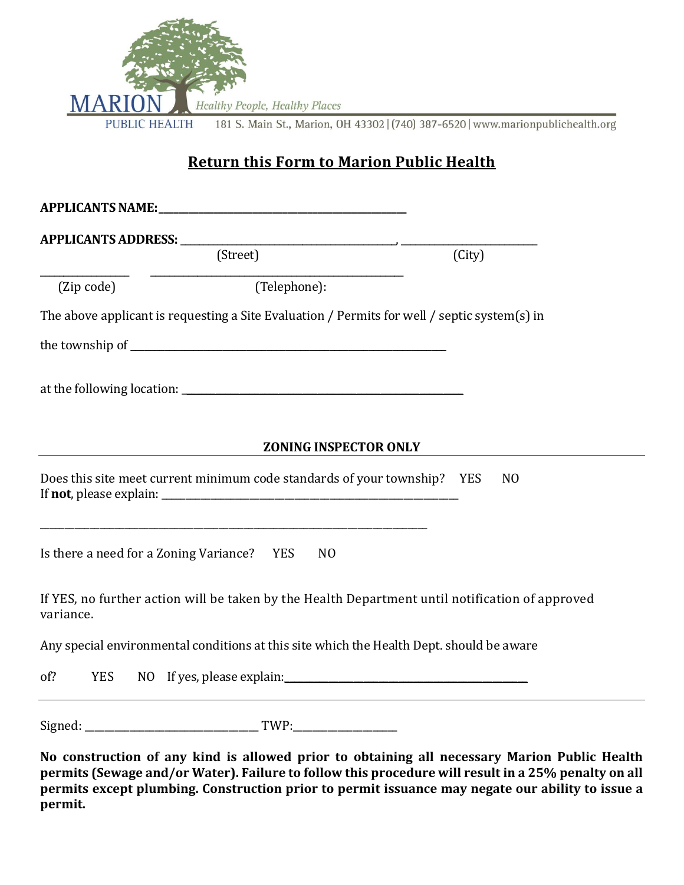MARION PUBLIC HEALTH *Healthy People, Healthy Places*

181 S. Main St., Marion, OH 43302 | (740) 387-6520 | www.marionpublichealth.org

## Return this Form to Marion Public Health

**APPLICANTS NAME:**\_\_\_\_\_\_\_\_\_\_\_\_\_\_\_\_\_\_\_\_\_\_\_\_\_\_\_\_\_\_\_\_\_\_\_\_\_\_\_\_

**APPLICANTS ADDRESS:** \_\_\_\_\_\_\_\_\_\_\_\_\_\_\_\_\_\_\_\_\_\_\_\_\_\_\_\_\_\_\_\_\_\_\_\_, \_\_\_\_\_\_\_\_\_\_\_\_\_\_\_\_\_\_\_\_\_\_\_\_
(Street) (City)

\_\_\_\_\_\_\_\_\_\_\_\_\_\_\_ \_\_\_\_\_\_\_\_\_\_\_\_\_\_\_\_\_\_\_\_\_\_\_\_\_\_\_\_\_\_\_\_\_\_\_\_\_\_\_\_\_\_
(Zip code) (Telephone):

The above applicant is requesting a Site Evaluation / Permits for well / septic system(s) in

the township of \_\_\_\_\_\_\_\_\_\_\_\_\_\_\_\_\_\_\_\_\_\_\_\_\_\_\_\_\_\_\_\_\_\_\_\_\_\_\_\_\_\_\_\_\_\_\_\_\_\_\_\_

at the following location: \_\_\_\_\_\_\_\_\_\_\_\_\_\_\_\_\_\_\_\_\_\_\_\_\_\_\_\_\_\_\_\_\_\_\_\_\_\_\_\_\_\_\_\_\_\_

### ZONING INSPECTOR ONLY

Does this site meet current minimum code standards of your township? YES NO
If **not**, please explain: \_\_\_\_\_\_\_\_\_\_\_\_\_\_\_\_\_\_\_\_\_\_\_\_\_\_\_\_\_\_\_\_\_\_\_\_\_\_\_\_\_\_\_\_\_\_\_\_\_\_\_\_

\_\_\_\_\_\_\_\_\_\_\_\_\_\_\_\_\_\_\_\_\_\_\_\_\_\_\_\_\_\_\_\_\_\_\_\_\_\_\_\_\_\_\_\_\_\_\_\_\_\_\_\_\_\_\_\_\_\_\_\_\_\_\_\_\_\_\_\_\_\_

Is there a need for a Zoning Variance? YES NO

If YES, no further action will be taken by the Health Department until notification of approved variance.

Any special environmental conditions at this site which the Health Dept. should be aware

of? YES NO If yes, please explain:\_\_\_\_\_\_\_\_\_\_\_\_\_\_\_\_\_\_\_\_\_\_\_\_\_\_\_\_\_\_\_\_\_\_\_\_\_\_\_\_

---

Signed: \_\_\_\_\_\_\_\_\_\_\_\_\_\_\_\_\_\_\_\_\_\_\_\_\_\_\_\_\_\_ TWP:\_\_\_\_\_\_\_\_\_\_\_\_\_\_\_\_\_\_

**No construction of any kind is allowed prior to obtaining all necessary Marion Public Health permits (Sewage and/or Water). Failure to follow this procedure will result in a 25% penalty on all permits except plumbing. Construction prior to permit issuance may negate our ability to issue a permit.**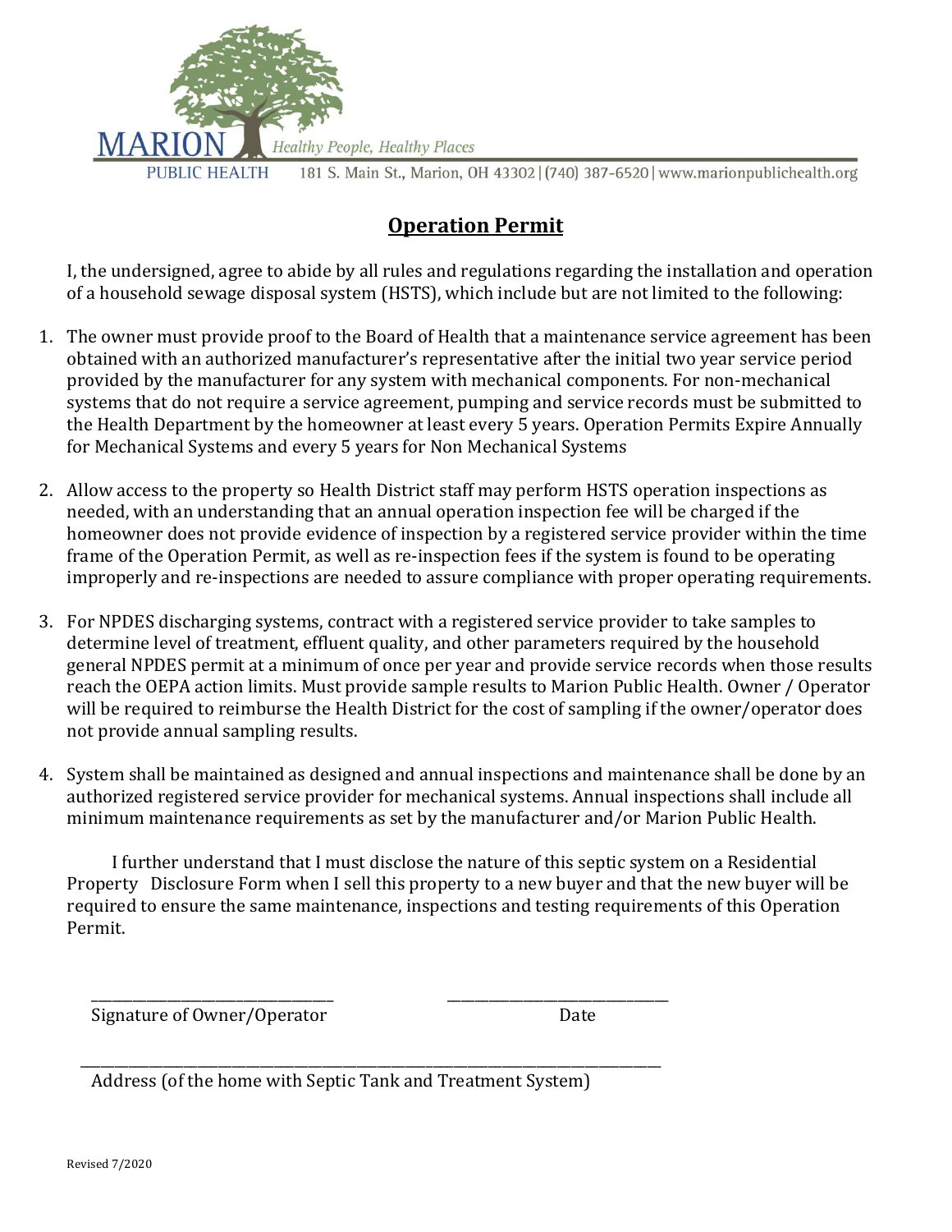MARION PUBLIC HEALTH — Healthy People, Healthy Places

181 S. Main St., Marion, OH 43302 | (740) 387-6520 | www.marionpublichealth.org

# Operation Permit

I, the undersigned, agree to abide by all rules and regulations regarding the installation and operation of a household sewage disposal system (HSTS), which include but are not limited to the following:

1. The owner must provide proof to the Board of Health that a maintenance service agreement has been obtained with an authorized manufacturer's representative after the initial two year service period provided by the manufacturer for any system with mechanical components. For non-mechanical systems that do not require a service agreement, pumping and service records must be submitted to the Health Department by the homeowner at least every 5 years. Operation Permits Expire Annually for Mechanical Systems and every 5 years for Non Mechanical Systems

2. Allow access to the property so Health District staff may perform HSTS operation inspections as needed, with an understanding that an annual operation inspection fee will be charged if the homeowner does not provide evidence of inspection by a registered service provider within the time frame of the Operation Permit, as well as re-inspection fees if the system is found to be operating improperly and re-inspections are needed to assure compliance with proper operating requirements.

3. For NPDES discharging systems, contract with a registered service provider to take samples to determine level of treatment, effluent quality, and other parameters required by the household general NPDES permit at a minimum of once per year and provide service records when those results reach the OEPA action limits. Must provide sample results to Marion Public Health. Owner / Operator will be required to reimburse the Health District for the cost of sampling if the owner/operator does not provide annual sampling results.

4. System shall be maintained as designed and annual inspections and maintenance shall be done by an authorized registered service provider for mechanical systems. Annual inspections shall include all minimum maintenance requirements as set by the manufacturer and/or Marion Public Health.

I further understand that I must disclose the nature of this septic system on a Residential Property Disclosure Form when I sell this property to a new buyer and that the new buyer will be required to ensure the same maintenance, inspections and testing requirements of this Operation Permit.

\_\_\_\_\_\_\_\_\_\_\_\_\_\_\_\_\_\_\_\_\_\_\_\_\_\_\_\_\_\_ Signature of Owner/Operator

\_\_\_\_\_\_\_\_\_\_\_\_\_\_\_\_\_\_\_\_\_\_\_\_\_\_\_\_ Date

\_\_\_\_\_\_\_\_\_\_\_\_\_\_\_\_\_\_\_\_\_\_\_\_\_\_\_\_\_\_\_\_\_\_\_\_\_\_\_\_\_\_\_\_\_\_\_\_\_\_\_\_\_\_\_\_\_\_\_\_ Address (of the home with Septic Tank and Treatment System)

Revised 7/2020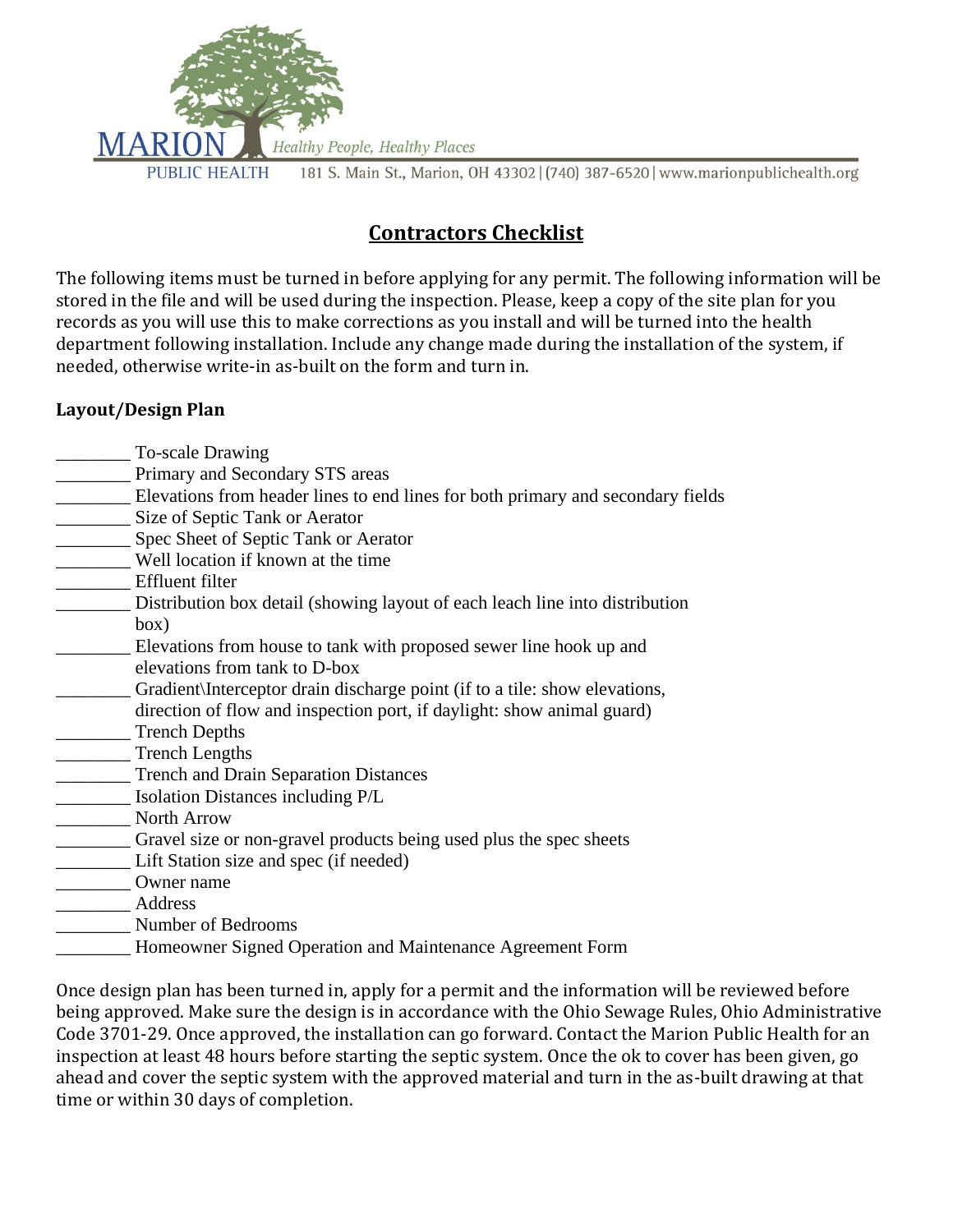MARION PUBLIC HEALTH — Healthy People, Healthy Places
181 S. Main St., Marion, OH 43302 | (740) 387-6520 | www.marionpublichealth.org

# Contractors Checklist

The following items must be turned in before applying for any permit. The following information will be stored in the file and will be used during the inspection. Please, keep a copy of the site plan for you records as you will use this to make corrections as you install and will be turned into the health department following installation. Include any change made during the installation of the system, if needed, otherwise write-in as-built on the form and turn in.

**Layout/Design Plan**

________ To-scale Drawing
________ Primary and Secondary STS areas
________ Elevations from header lines to end lines for both primary and secondary fields
________ Size of Septic Tank or Aerator
________ Spec Sheet of Septic Tank or Aerator
________ Well location if known at the time
________ Effluent filter
________ Distribution box detail (showing layout of each leach line into distribution box)
________ Elevations from house to tank with proposed sewer line hook up and elevations from tank to D-box
________ Gradient\Interceptor drain discharge point (if to a tile: show elevations, direction of flow and inspection port, if daylight: show animal guard)
________ Trench Depths
________ Trench Lengths
________ Trench and Drain Separation Distances
________ Isolation Distances including P/L
________ North Arrow
________ Gravel size or non-gravel products being used plus the spec sheets
________ Lift Station size and spec (if needed)
________ Owner name
________ Address
________ Number of Bedrooms
________ Homeowner Signed Operation and Maintenance Agreement Form

Once design plan has been turned in, apply for a permit and the information will be reviewed before being approved. Make sure the design is in accordance with the Ohio Sewage Rules, Ohio Administrative Code 3701-29. Once approved, the installation can go forward. Contact the Marion Public Health for an inspection at least 48 hours before starting the septic system. Once the ok to cover has been given, go ahead and cover the septic system with the approved material and turn in the as-built drawing at that time or within 30 days of completion.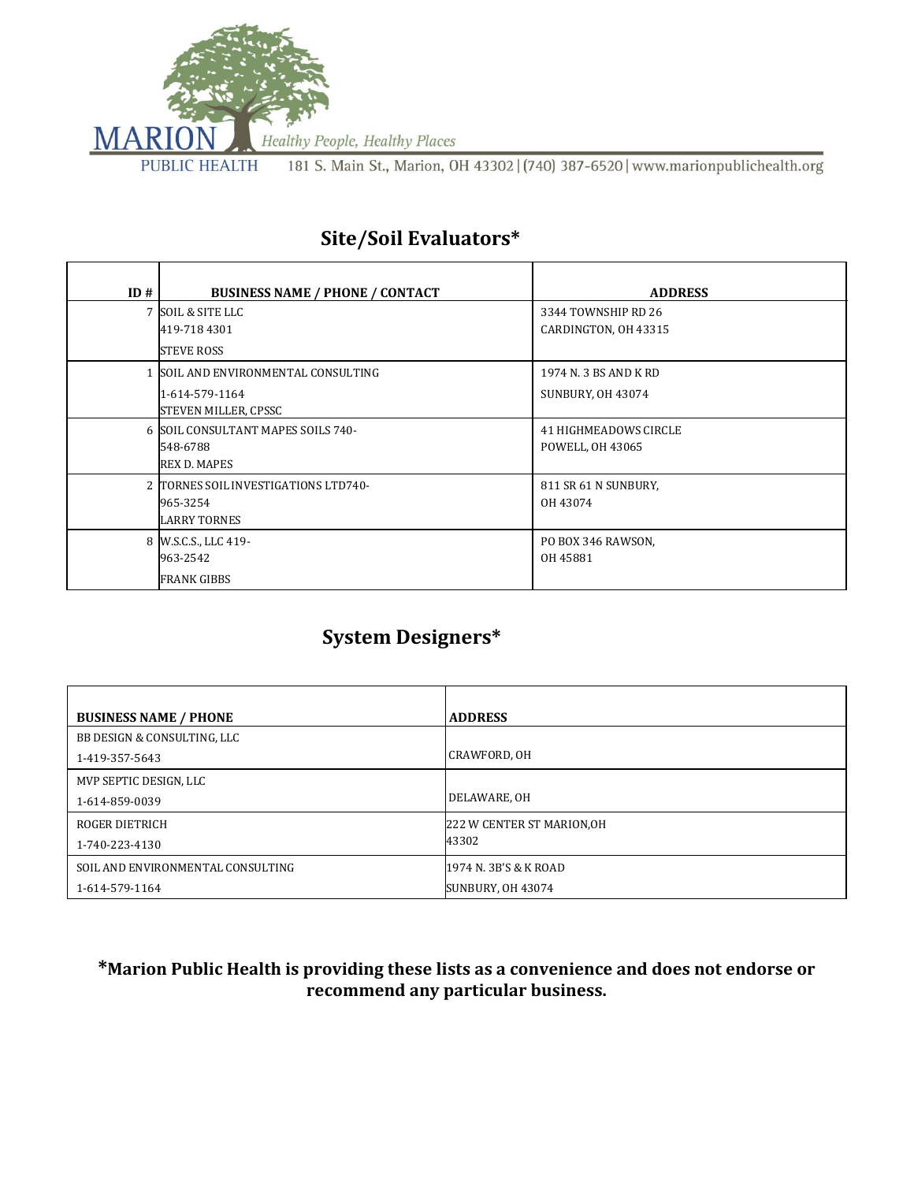MARION PUBLIC HEALTH

Healthy People, Healthy Places

181 S. Main St., Marion, OH 43302 | (740) 387-6520 | www.marionpublichealth.org

## Site/Soil Evaluators*

| ID # | BUSINESS NAME / PHONE / CONTACT | ADDRESS |
|---|---|---|
| 7 | SOIL & SITE LLC<br>419-718 4301<br>STEVE ROSS | 3344 TOWNSHIP RD 26<br>CARDINGTON, OH 43315 |
| 1 | SOIL AND ENVIRONMENTAL CONSULTING<br>1-614-579-1164<br>STEVEN MILLER, CPSSC | 1974 N. 3 BS AND K RD<br>SUNBURY, OH 43074 |
| 6 | SOIL CONSULTANT MAPES SOILS 740-548-6788<br>REX D. MAPES | 41 HIGHMEADOWS CIRCLE<br>POWELL, OH 43065 |
| 2 | TORNES SOIL INVESTIGATIONS LTD740-965-3254<br>LARRY TORNES | 811 SR 61 N SUNBURY, OH 43074 |
| 8 | W.S.C.S., LLC 419-963-2542<br>FRANK GIBBS | PO BOX 346 RAWSON, OH 45881 |

## System Designers*

| BUSINESS NAME / PHONE | ADDRESS |
|---|---|
| BB DESIGN & CONSULTING, LLC<br>1-419-357-5643 | CRAWFORD, OH |
| MVP SEPTIC DESIGN, LLC<br>1-614-859-0039 | DELAWARE, OH |
| ROGER DIETRICH<br>1-740-223-4130 | 222 W CENTER ST MARION,OH 43302 |
| SOIL AND ENVIRONMENTAL CONSULTING<br>1-614-579-1164 | 1974 N. 3B'S & K ROAD<br>SUNBURY, OH 43074 |

**\*Marion Public Health is providing these lists as a convenience and does not endorse or recommend any particular business.**